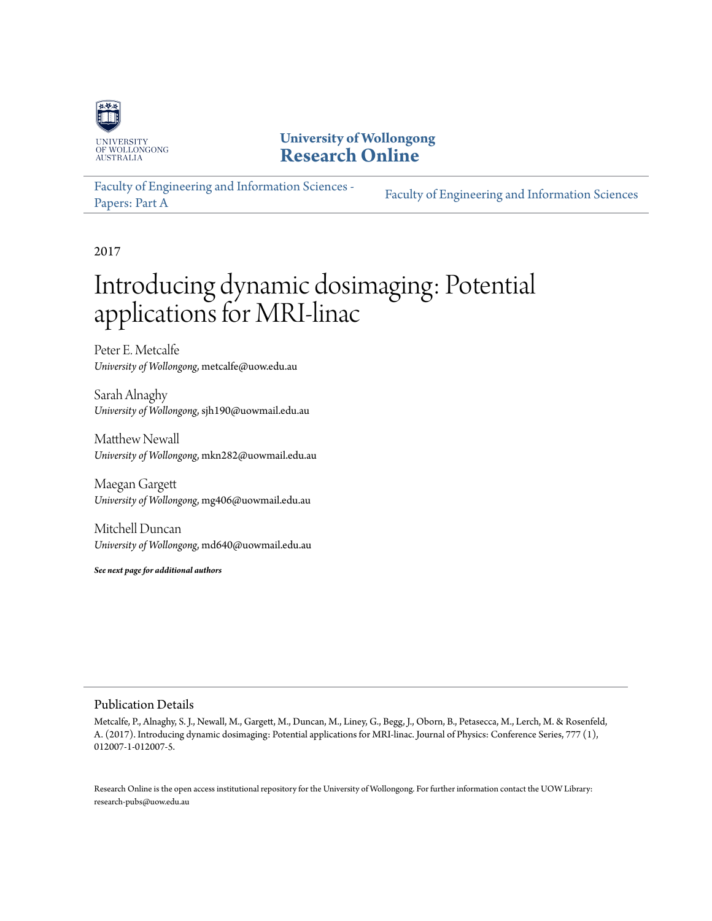University of Wollongong
Research Online

Faculty of Engineering and Information Sciences - Papers: Part A

Faculty of Engineering and Information Sciences

2017

# Introducing dynamic dosimaging: Potential applications for MRI-linac

Peter E. Metcalfe
*University of Wollongong*, metcalfe@uow.edu.au

Sarah Alnaghy
*University of Wollongong*, sjh190@uowmail.edu.au

Matthew Newall
*University of Wollongong*, mkn282@uowmail.edu.au

Maegan Gargett
*University of Wollongong*, mg406@uowmail.edu.au

Mitchell Duncan
*University of Wollongong*, md640@uowmail.edu.au

***See next page for additional authors***

## Publication Details

Metcalfe, P., Alnaghy, S. J., Newall, M., Gargett, M., Duncan, M., Liney, G., Begg, J., Oborn, B., Petasecca, M., Lerch, M. & Rosenfeld, A. (2017). Introducing dynamic dosimaging: Potential applications for MRI-linac. Journal of Physics: Conference Series, 777 (1), 012007-1-012007-5.

Research Online is the open access institutional repository for the University of Wollongong. For further information contact the UOW Library: research-pubs@uow.edu.au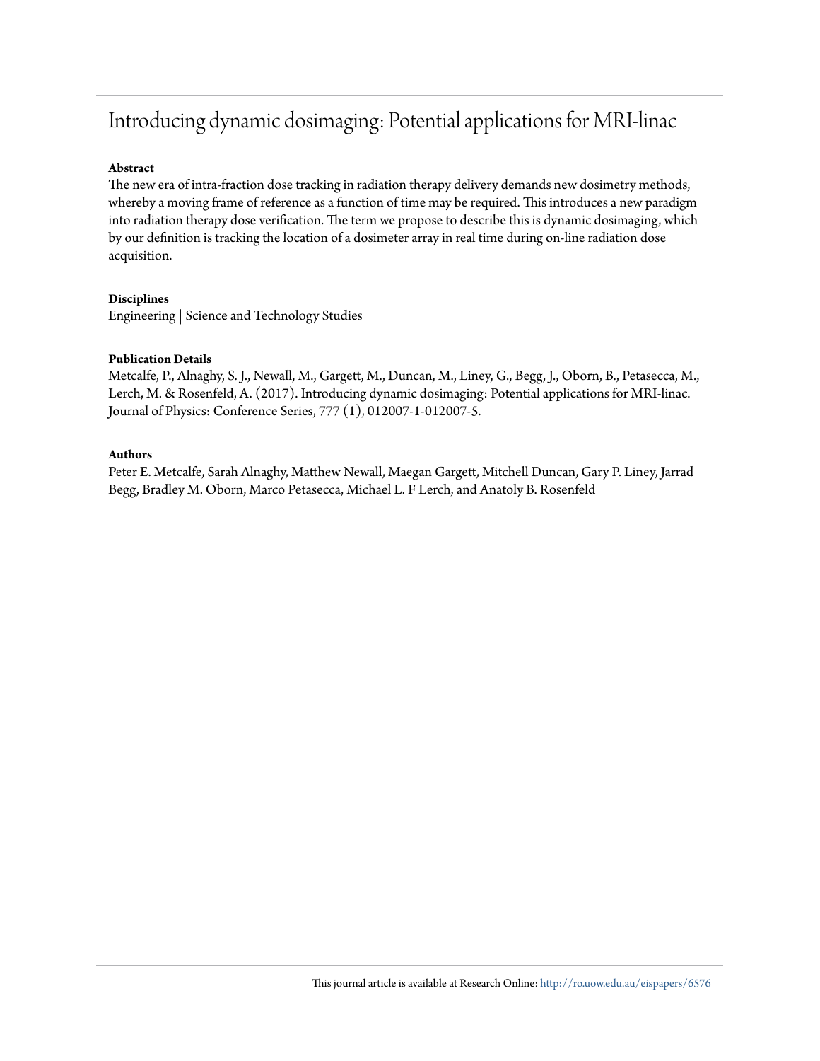# Introducing dynamic dosimaging: Potential applications for MRI-linac

**Abstract**

The new era of intra-fraction dose tracking in radiation therapy delivery demands new dosimetry methods, whereby a moving frame of reference as a function of time may be required. This introduces a new paradigm into radiation therapy dose verification. The term we propose to describe this is dynamic dosimaging, which by our definition is tracking the location of a dosimeter array in real time during on-line radiation dose acquisition.

**Disciplines**

Engineering | Science and Technology Studies

**Publication Details**

Metcalfe, P., Alnaghy, S. J., Newall, M., Gargett, M., Duncan, M., Liney, G., Begg, J., Oborn, B., Petasecca, M., Lerch, M. & Rosenfeld, A. (2017). Introducing dynamic dosimaging: Potential applications for MRI-linac. Journal of Physics: Conference Series, 777 (1), 012007-1-012007-5.

**Authors**

Peter E. Metcalfe, Sarah Alnaghy, Matthew Newall, Maegan Gargett, Mitchell Duncan, Gary P. Liney, Jarrad Begg, Bradley M. Oborn, Marco Petasecca, Michael L. F Lerch, and Anatoly B. Rosenfeld

This journal article is available at Research Online: http://ro.uow.edu.au/eispapers/6576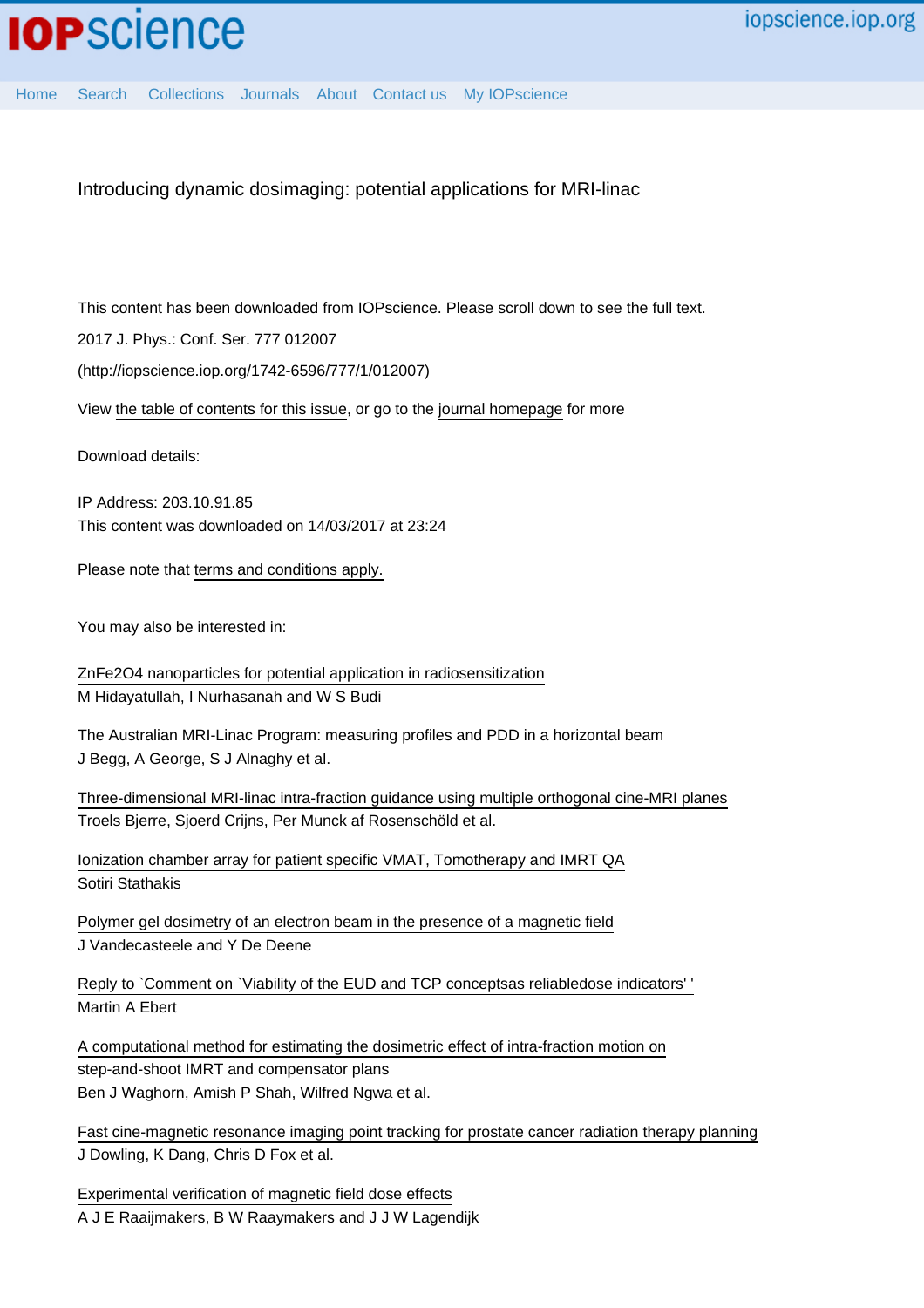Introducing dynamic dosimaging: potential applications for MRI-linac

This content has been downloaded from IOPscience. Please scroll down to see the full text.

2017 J. Phys.: Conf. Ser. 777 012007

(http://iopscience.iop.org/1742-6596/777/1/012007)

View the table of contents for this issue, or go to the journal homepage for more

Download details:

IP Address: 203.10.91.85

This content was downloaded on 14/03/2017 at 23:24

Please note that terms and conditions apply.

You may also be interested in:

ZnFe2O4 nanoparticles for potential application in radiosensitization
M Hidayatullah, I Nurhasanah and W S Budi

The Australian MRI-Linac Program: measuring profiles and PDD in a horizontal beam
J Begg, A George, S J Alnaghy et al.

Three-dimensional MRI-linac intra-fraction guidance using multiple orthogonal cine-MRI planes
Troels Bjerre, Sjoerd Crijns, Per Munck af Rosenschöld et al.

Ionization chamber array for patient specific VMAT, Tomotherapy and IMRT QA
Sotiri Stathakis

Polymer gel dosimetry of an electron beam in the presence of a magnetic field
J Vandecasteele and Y De Deene

Reply to `Comment on `Viability of the EUD and TCP conceptsas reliabledose indicators' '
Martin A Ebert

A computational method for estimating the dosimetric effect of intra-fraction motion on step-and-shoot IMRT and compensator plans
Ben J Waghorn, Amish P Shah, Wilfred Ngwa et al.

Fast cine-magnetic resonance imaging point tracking for prostate cancer radiation therapy planning
J Dowling, K Dang, Chris D Fox et al.

Experimental verification of magnetic field dose effects
A J E Raaijmakers, B W Raaymakers and J J W Lagendijk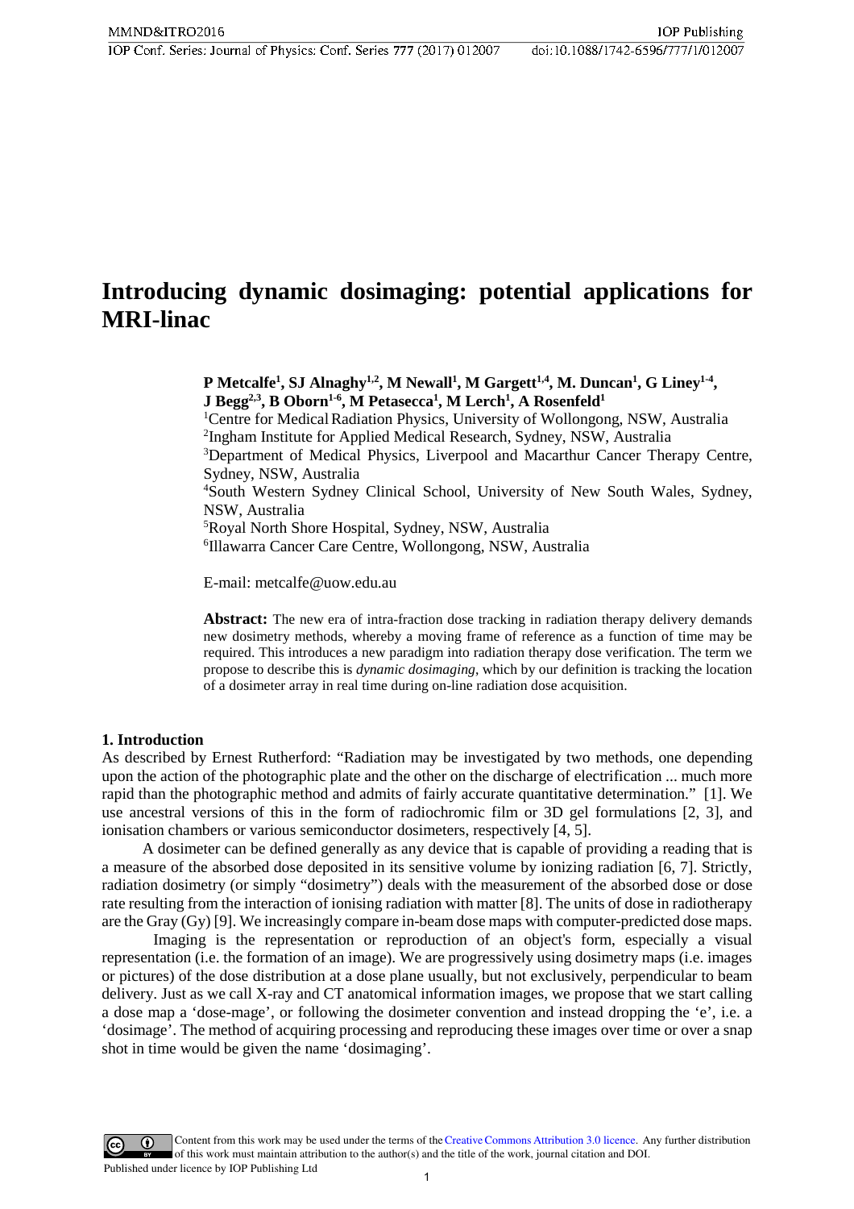# Introducing dynamic dosimaging: potential applications for MRI-linac

**P Metcalfe[1], SJ Alnaghy[1,2], M Newall[1], M Gargett[1,4], M. Duncan[1], G Liney[1-4], J Begg[2,3], B Oborn[1-6], M Petasecca[1], M Lerch[1], A Rosenfeld[1]**

[1]Centre for Medical Radiation Physics, University of Wollongong, NSW, Australia
[2]Ingham Institute for Applied Medical Research, Sydney, NSW, Australia
[3]Department of Medical Physics, Liverpool and Macarthur Cancer Therapy Centre, Sydney, NSW, Australia
[4]South Western Sydney Clinical School, University of New South Wales, Sydney, NSW, Australia
[5]Royal North Shore Hospital, Sydney, NSW, Australia
[6]Illawarra Cancer Care Centre, Wollongong, NSW, Australia

E-mail: metcalfe@uow.edu.au

**Abstract:** The new era of intra-fraction dose tracking in radiation therapy delivery demands new dosimetry methods, whereby a moving frame of reference as a function of time may be required. This introduces a new paradigm into radiation therapy dose verification. The term we propose to describe this is *dynamic dosimaging*, which by our definition is tracking the location of a dosimeter array in real time during on-line radiation dose acquisition.

## 1. Introduction

As described by Ernest Rutherford: "Radiation may be investigated by two methods, one depending upon the action of the photographic plate and the other on the discharge of electrification ... much more rapid than the photographic method and admits of fairly accurate quantitative determination." [1]. We use ancestral versions of this in the form of radiochromic film or 3D gel formulations [2, 3], and ionisation chambers or various semiconductor dosimeters, respectively [4, 5].

A dosimeter can be defined generally as any device that is capable of providing a reading that is a measure of the absorbed dose deposited in its sensitive volume by ionizing radiation [6, 7]. Strictly, radiation dosimetry (or simply "dosimetry") deals with the measurement of the absorbed dose or dose rate resulting from the interaction of ionising radiation with matter [8]. The units of dose in radiotherapy are the Gray (Gy) [9]. We increasingly compare in-beam dose maps with computer-predicted dose maps.

Imaging is the representation or reproduction of an object's form, especially a visual representation (i.e. the formation of an image). We are progressively using dosimetry maps (i.e. images or pictures) of the dose distribution at a dose plane usually, but not exclusively, perpendicular to beam delivery. Just as we call X-ray and CT anatomical information images, we propose that we start calling a dose map a 'dose-mage', or following the dosimeter convention and instead dropping the 'e', i.e. a 'dosimage'. The method of acquiring processing and reproducing these images over time or over a snap shot in time would be given the name 'dosimaging'.

Content from this work may be used under the terms of the Creative Commons Attribution 3.0 licence. Any further distribution of this work must maintain attribution to the author(s) and the title of the work, journal citation and DOI.
Published under licence by IOP Publishing Ltd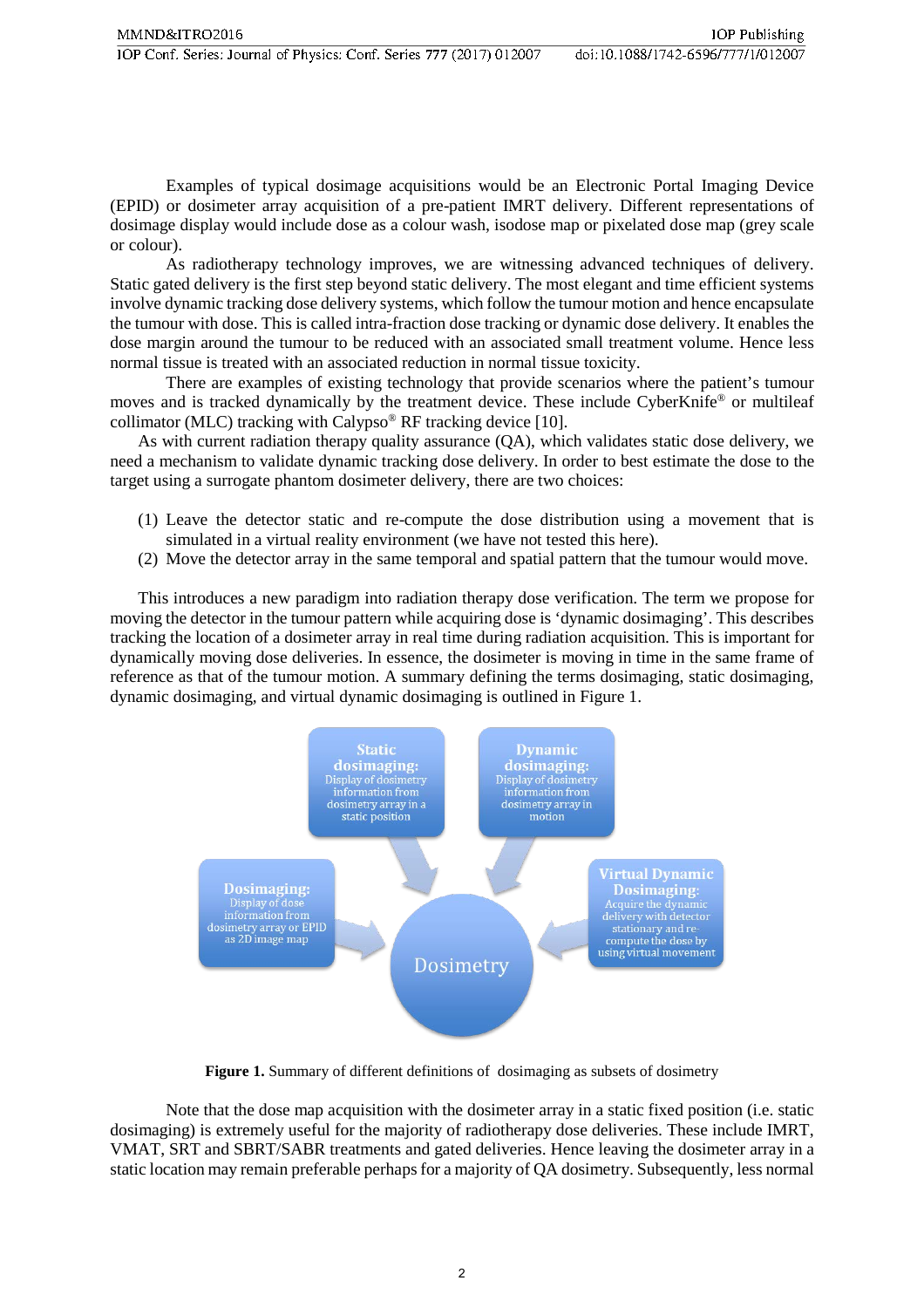Examples of typical dosimage acquisitions would be an Electronic Portal Imaging Device (EPID) or dosimeter array acquisition of a pre-patient IMRT delivery. Different representations of dosimage display would include dose as a colour wash, isodose map or pixelated dose map (grey scale or colour).

As radiotherapy technology improves, we are witnessing advanced techniques of delivery. Static gated delivery is the first step beyond static delivery. The most elegant and time efficient systems involve dynamic tracking dose delivery systems, which follow the tumour motion and hence encapsulate the tumour with dose. This is called intra-fraction dose tracking or dynamic dose delivery. It enables the dose margin around the tumour to be reduced with an associated small treatment volume. Hence less normal tissue is treated with an associated reduction in normal tissue toxicity.

There are examples of existing technology that provide scenarios where the patient's tumour moves and is tracked dynamically by the treatment device. These include CyberKnife® or multileaf collimator (MLC) tracking with Calypso® RF tracking device [10].

As with current radiation therapy quality assurance (QA), which validates static dose delivery, we need a mechanism to validate dynamic tracking dose delivery. In order to best estimate the dose to the target using a surrogate phantom dosimeter delivery, there are two choices:

(1) Leave the detector static and re-compute the dose distribution using a movement that is simulated in a virtual reality environment (we have not tested this here).
(2) Move the detector array in the same temporal and spatial pattern that the tumour would move.

This introduces a new paradigm into radiation therapy dose verification. The term we propose for moving the detector in the tumour pattern while acquiring dose is 'dynamic dosimaging'. This describes tracking the location of a dosimeter array in real time during radiation acquisition. This is important for dynamically moving dose deliveries. In essence, the dosimeter is moving in time in the same frame of reference as that of the tumour motion. A summary defining the terms dosimaging, static dosimaging, dynamic dosimaging, and virtual dynamic dosimaging is outlined in Figure 1.

Static dosimaging: Display of dosimetry information from dosimetry array in a static position

Dynamic dosimaging: Display of dosimetry information from dosimetry array in motion

Dosimaging: Display of dose information from dosimetry array or EPID as 2D image map

Virtual Dynamic Dosimaging: Acquire the dynamic delivery with detector stationary and re-compute the dose by using virtual movement

Dosimetry

**Figure 1.** Summary of different definitions of dosimaging as subsets of dosimetry

Note that the dose map acquisition with the dosimeter array in a static fixed position (i.e. static dosimaging) is extremely useful for the majority of radiotherapy dose deliveries. These include IMRT, VMAT, SRT and SBRT/SABR treatments and gated deliveries. Hence leaving the dosimeter array in a static location may remain preferable perhaps for a majority of QA dosimetry. Subsequently, less normal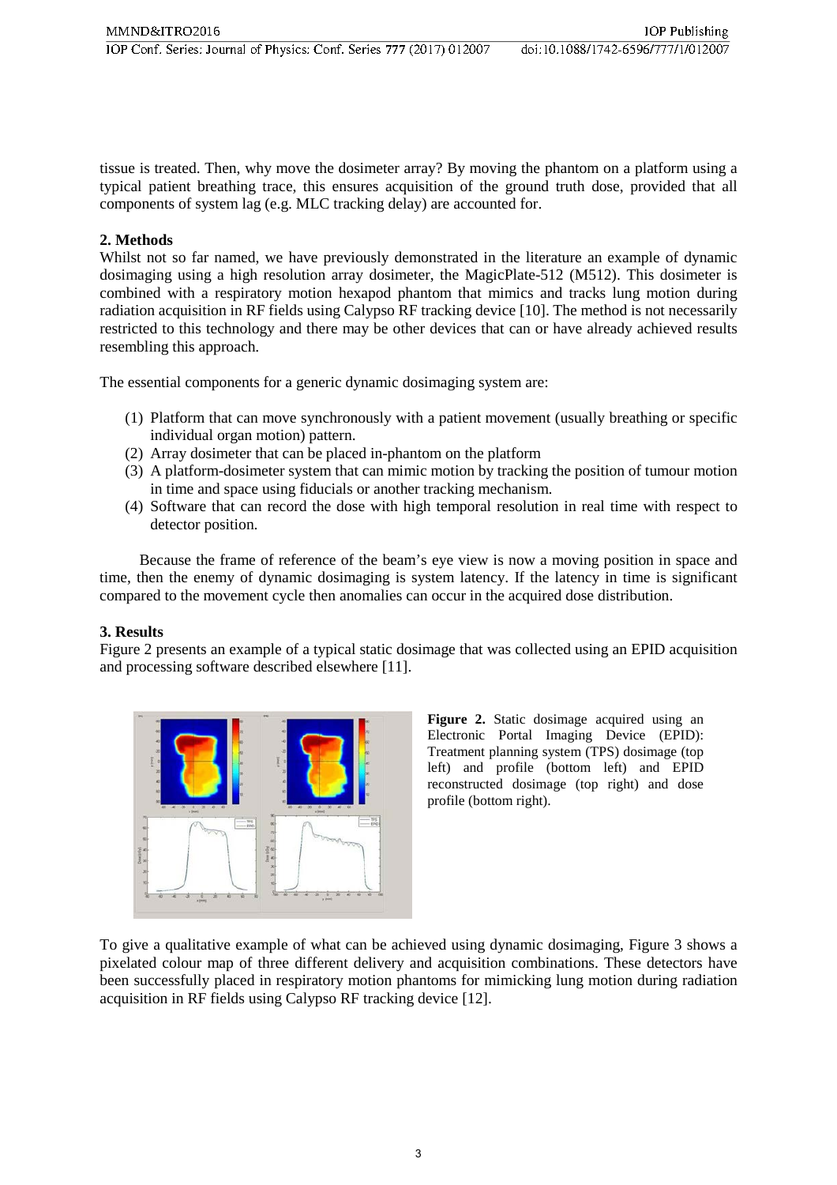tissue is treated. Then, why move the dosimeter array? By moving the phantom on a platform using a typical patient breathing trace, this ensures acquisition of the ground truth dose, provided that all components of system lag (e.g. MLC tracking delay) are accounted for.

## 2. Methods

Whilst not so far named, we have previously demonstrated in the literature an example of dynamic dosimaging using a high resolution array dosimeter, the MagicPlate-512 (M512). This dosimeter is combined with a respiratory motion hexapod phantom that mimics and tracks lung motion during radiation acquisition in RF fields using Calypso RF tracking device [10]. The method is not necessarily restricted to this technology and there may be other devices that can or have already achieved results resembling this approach.

The essential components for a generic dynamic dosimaging system are:

(1) Platform that can move synchronously with a patient movement (usually breathing or specific individual organ motion) pattern.
(2) Array dosimeter that can be placed in-phantom on the platform
(3) A platform-dosimeter system that can mimic motion by tracking the position of tumour motion in time and space using fiducials or another tracking mechanism.
(4) Software that can record the dose with high temporal resolution in real time with respect to detector position.

Because the frame of reference of the beam's eye view is now a moving position in space and time, then the enemy of dynamic dosimaging is system latency. If the latency in time is significant compared to the movement cycle then anomalies can occur in the acquired dose distribution.

## 3. Results

Figure 2 presents an example of a typical static dosimage that was collected using an EPID acquisition and processing software described elsewhere [11].

**Figure 2.** Static dosimage acquired using an Electronic Portal Imaging Device (EPID): Treatment planning system (TPS) dosimage (top left) and profile (bottom left) and EPID reconstructed dosimage (top right) and dose profile (bottom right).

To give a qualitative example of what can be achieved using dynamic dosimaging, Figure 3 shows a pixelated colour map of three different delivery and acquisition combinations. These detectors have been successfully placed in respiratory motion phantoms for mimicking lung motion during radiation acquisition in RF fields using Calypso RF tracking device [12].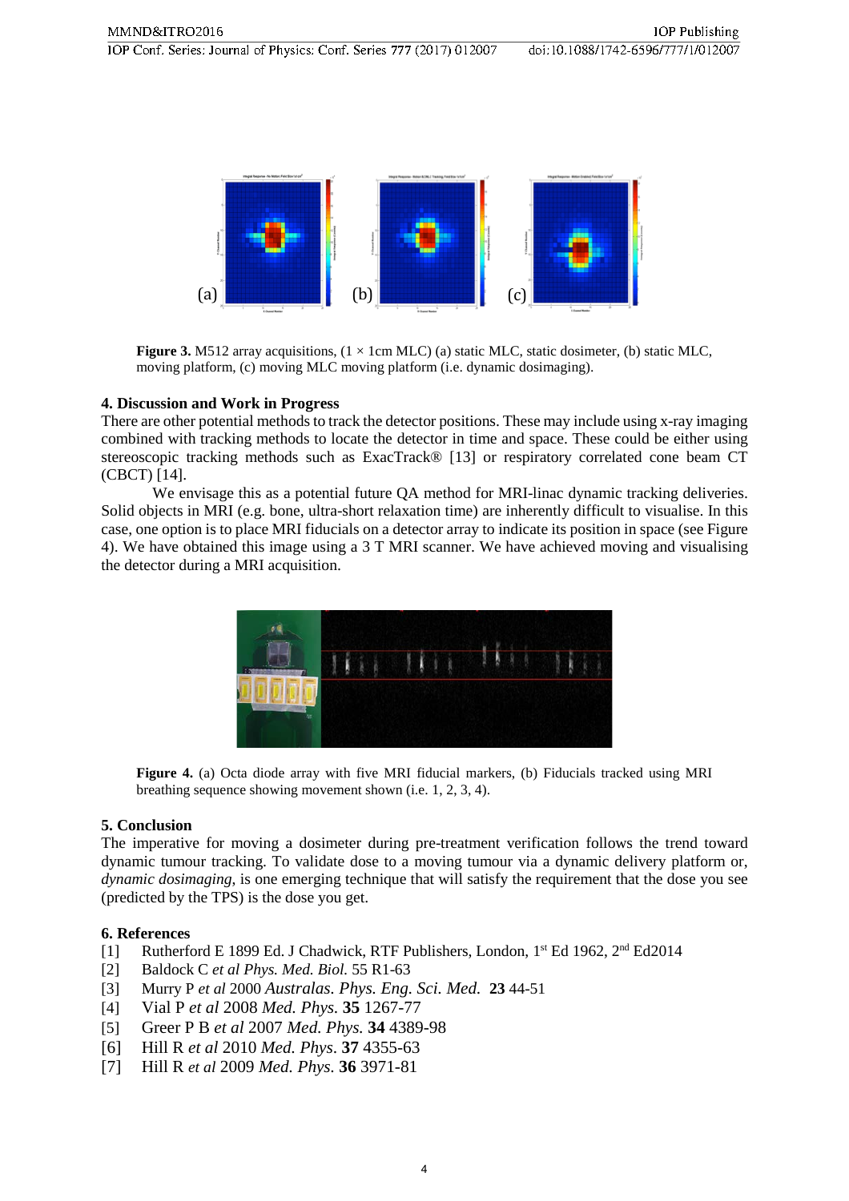Figure 3. M512 array acquisitions, (1 × 1cm MLC) (a) static MLC, static dosimeter, (b) static MLC, moving platform, (c) moving MLC moving platform (i.e. dynamic dosimaging).

## 4. Discussion and Work in Progress

There are other potential methods to track the detector positions. These may include using x-ray imaging combined with tracking methods to locate the detector in time and space. These could be either using stereoscopic tracking methods such as ExacTrack® [13] or respiratory correlated cone beam CT (CBCT) [14].

We envisage this as a potential future QA method for MRI-linac dynamic tracking deliveries. Solid objects in MRI (e.g. bone, ultra-short relaxation time) are inherently difficult to visualise. In this case, one option is to place MRI fiducials on a detector array to indicate its position in space (see Figure 4). We have obtained this image using a 3 T MRI scanner. We have achieved moving and visualising the detector during a MRI acquisition.

Figure 4. (a) Octa diode array with five MRI fiducial markers, (b) Fiducials tracked using MRI breathing sequence showing movement shown (i.e. 1, 2, 3, 4).

## 5. Conclusion

The imperative for moving a dosimeter during pre-treatment verification follows the trend toward dynamic tumour tracking. To validate dose to a moving tumour via a dynamic delivery platform or, *dynamic dosimaging*, is one emerging technique that will satisfy the requirement that the dose you see (predicted by the TPS) is the dose you get.

## 6. References

[1] Rutherford E 1899 Ed. J Chadwick, RTF Publishers, London, 1st Ed 1962, 2nd Ed2014
[2] Baldock C *et al Phys. Med. Biol.* 55 R1-63
[3] Murry P *et al* 2000 *Australas. Phys. Eng. Sci. Med.* **23** 44-51
[4] Vial P *et al* 2008 *Med. Phys.* **35** 1267-77
[5] Greer P B *et al* 2007 *Med. Phys.* **34** 4389-98
[6] Hill R *et al* 2010 *Med. Phys.* **37** 4355-63
[7] Hill R *et al* 2009 *Med. Phys.* **36** 3971-81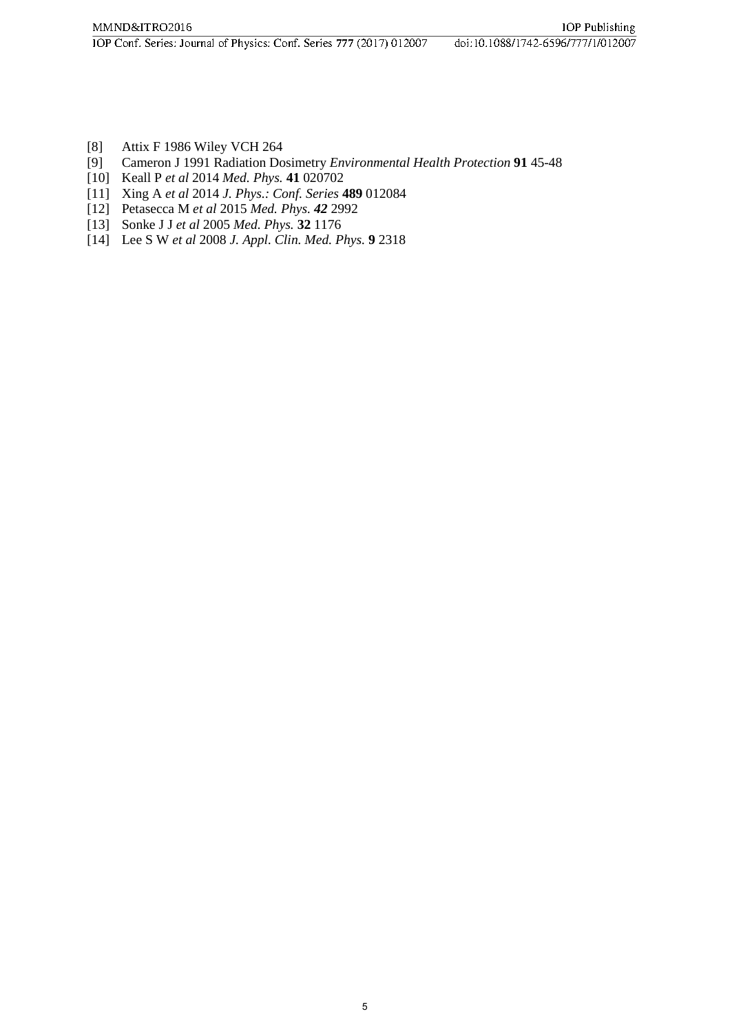[8] Attix F 1986 Wiley VCH 264
[9] Cameron J 1991 Radiation Dosimetry *Environmental Health Protection* **91** 45-48
[10] Keall P *et al* 2014 *Med. Phys.* **41** 020702
[11] Xing A *et al* 2014 *J. Phys.: Conf. Series* **489** 012084
[12] Petasecca M *et al* 2015 *Med. Phys.* ***42*** 2992
[13] Sonke J J *et al* 2005 *Med. Phys.* **32** 1176
[14] Lee S W *et al* 2008 *J. Appl. Clin. Med. Phys.* **9** 2318